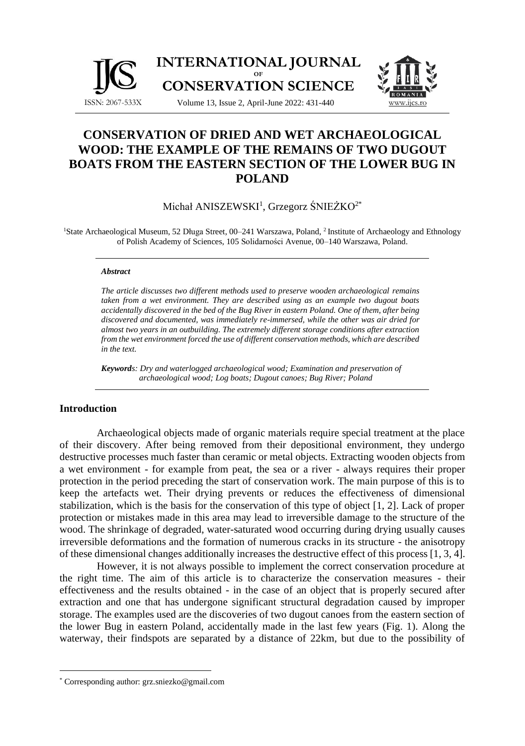# CONSERVATION OF DRIED AND WET ARCHAEOLOGICAL WOOD: THE EXAMPLE OF THE REMAINS OF TWO DUGOUT BOATS FROM THE EASTERN SECTION OF THE LOWER BUG IN POLAND

Michał ANISZEWSKI[1], Grzegorz ŚNIEŻKO[2*]

[1]State Archaeological Museum, 52 Długa Street, 00–241 Warszawa, Poland, [2] Institute of Archaeology and Ethnology of Polish Academy of Sciences, 105 Solidarności Avenue, 00–140 Warszawa, Poland.

***Abstract***

*The article discusses two different methods used to preserve wooden archaeological remains taken from a wet environment. They are described using as an example two dugout boats accidentally discovered in the bed of the Bug River in eastern Poland. One of them, after being discovered and documented, was immediately re-immersed, while the other was air dried for almost two years in an outbuilding. The extremely different storage conditions after extraction from the wet environment forced the use of different conservation methods, which are described in the text.*

***Keywords****: Dry and waterlogged archaeological wood; Examination and preservation of archaeological wood; Log boats; Dugout canoes; Bug River; Poland*

## Introduction

Archaeological objects made of organic materials require special treatment at the place of their discovery. After being removed from their depositional environment, they undergo destructive processes much faster than ceramic or metal objects. Extracting wooden objects from a wet environment - for example from peat, the sea or a river - always requires their proper protection in the period preceding the start of conservation work. The main purpose of this is to keep the artefacts wet. Their drying prevents or reduces the effectiveness of dimensional stabilization, which is the basis for the conservation of this type of object [1, 2]. Lack of proper protection or mistakes made in this area may lead to irreversible damage to the structure of the wood. The shrinkage of degraded, water-saturated wood occurring during drying usually causes irreversible deformations and the formation of numerous cracks in its structure - the anisotropy of these dimensional changes additionally increases the destructive effect of this process [1, 3, 4].

However, it is not always possible to implement the correct conservation procedure at the right time. The aim of this article is to characterize the conservation measures - their effectiveness and the results obtained - in the case of an object that is properly secured after extraction and one that has undergone significant structural degradation caused by improper storage. The examples used are the discoveries of two dugout canoes from the eastern section of the lower Bug in eastern Poland, accidentally made in the last few years (Fig. 1). Along the waterway, their findspots are separated by a distance of 22km, but due to the possibility of

* Corresponding author: grz.sniezko@gmail.com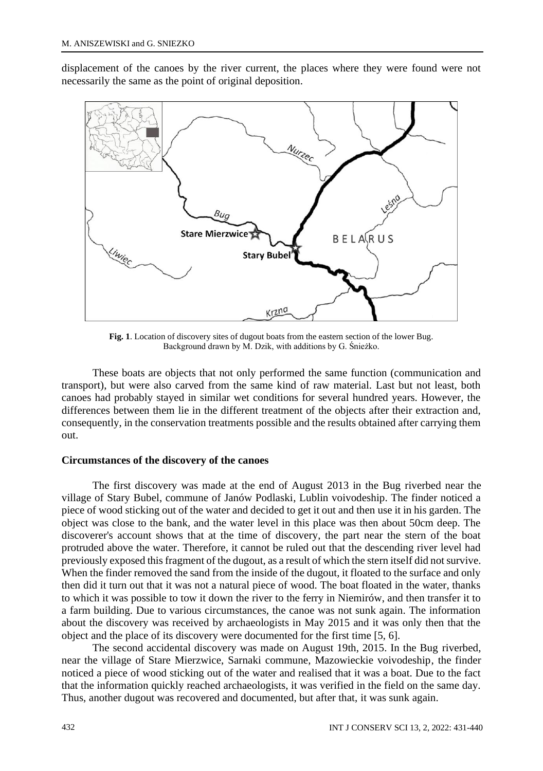displacement of the canoes by the river current, the places where they were found were not necessarily the same as the point of original deposition.

**Fig. 1**. Location of discovery sites of dugout boats from the eastern section of the lower Bug. Background drawn by M. Dzik, with additions by G. Śnieżko.

These boats are objects that not only performed the same function (communication and transport), but were also carved from the same kind of raw material. Last but not least, both canoes had probably stayed in similar wet conditions for several hundred years. However, the differences between them lie in the different treatment of the objects after their extraction and, consequently, in the conservation treatments possible and the results obtained after carrying them out.

### Circumstances of the discovery of the canoes

The first discovery was made at the end of August 2013 in the Bug riverbed near the village of Stary Bubel, commune of Janów Podlaski, Lublin voivodeship. The finder noticed a piece of wood sticking out of the water and decided to get it out and then use it in his garden. The object was close to the bank, and the water level in this place was then about 50cm deep. The discoverer's account shows that at the time of discovery, the part near the stern of the boat protruded above the water. Therefore, it cannot be ruled out that the descending river level had previously exposed this fragment of the dugout, as a result of which the stern itself did not survive. When the finder removed the sand from the inside of the dugout, it floated to the surface and only then did it turn out that it was not a natural piece of wood. The boat floated in the water, thanks to which it was possible to tow it down the river to the ferry in Niemirów, and then transfer it to a farm building. Due to various circumstances, the canoe was not sunk again. The information about the discovery was received by archaeologists in May 2015 and it was only then that the object and the place of its discovery were documented for the first time [5, 6].

The second accidental discovery was made on August 19th, 2015. In the Bug riverbed, near the village of Stare Mierzwice, Sarnaki commune, Mazowieckie voivodeship, the finder noticed a piece of wood sticking out of the water and realised that it was a boat. Due to the fact that the information quickly reached archaeologists, it was verified in the field on the same day. Thus, another dugout was recovered and documented, but after that, it was sunk again.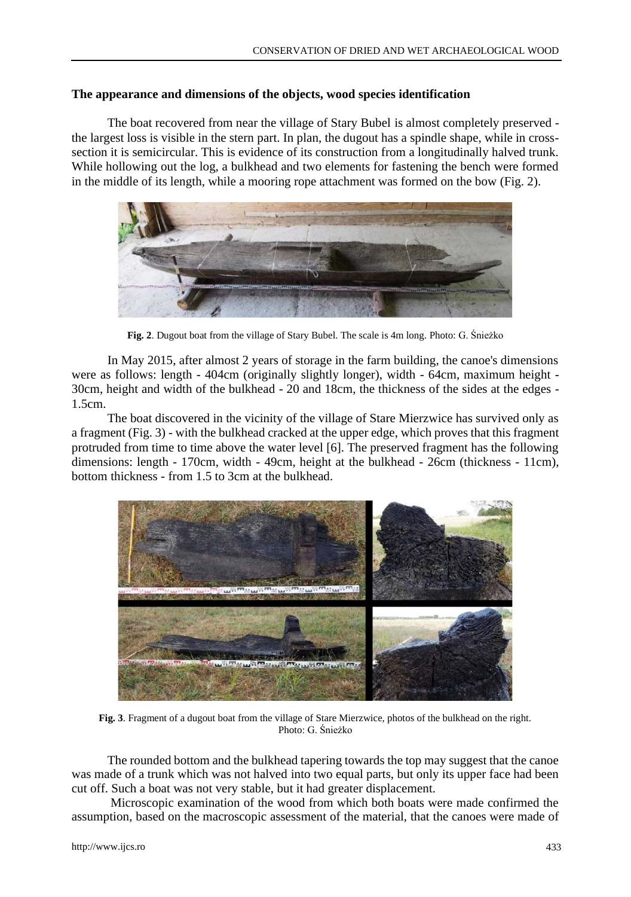### The appearance and dimensions of the objects, wood species identification

The boat recovered from near the village of Stary Bubel is almost completely preserved - the largest loss is visible in the stern part. In plan, the dugout has a spindle shape, while in cross-section it is semicircular. This is evidence of its construction from a longitudinally halved trunk. While hollowing out the log, a bulkhead and two elements for fastening the bench were formed in the middle of its length, while a mooring rope attachment was formed on the bow (Fig. 2).

**Fig. 2**. Dugout boat from the village of Stary Bubel. The scale is 4m long. Photo: G. Śnieżko

In May 2015, after almost 2 years of storage in the farm building, the canoe's dimensions were as follows: length - 404cm (originally slightly longer), width - 64cm, maximum height - 30cm, height and width of the bulkhead - 20 and 18cm, the thickness of the sides at the edges - 1.5cm.

The boat discovered in the vicinity of the village of Stare Mierzwice has survived only as a fragment (Fig. 3) - with the bulkhead cracked at the upper edge, which proves that this fragment protruded from time to time above the water level [6]. The preserved fragment has the following dimensions: length - 170cm, width - 49cm, height at the bulkhead - 26cm (thickness - 11cm), bottom thickness - from 1.5 to 3cm at the bulkhead.

**Fig. 3**. Fragment of a dugout boat from the village of Stare Mierzwice, photos of the bulkhead on the right. Photo: G. Śnieżko

The rounded bottom and the bulkhead tapering towards the top may suggest that the canoe was made of a trunk which was not halved into two equal parts, but only its upper face had been cut off. Such a boat was not very stable, but it had greater displacement.

Microscopic examination of the wood from which both boats were made confirmed the assumption, based on the macroscopic assessment of the material, that the canoes were made of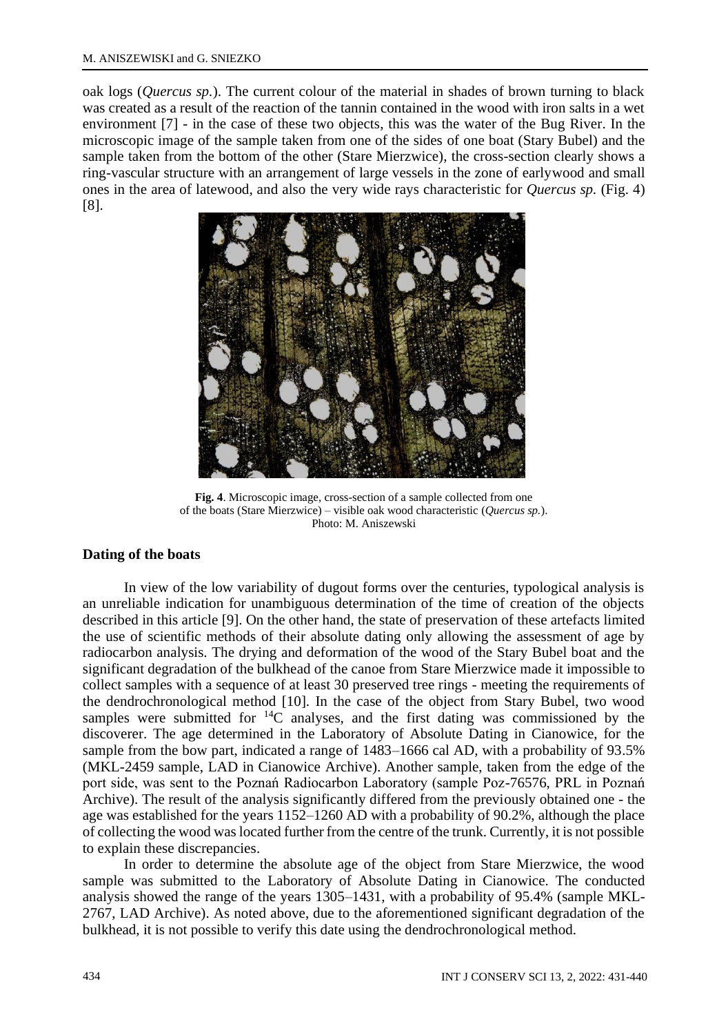oak logs (*Quercus sp.*). The current colour of the material in shades of brown turning to black was created as a result of the reaction of the tannin contained in the wood with iron salts in a wet environment [7] - in the case of these two objects, this was the water of the Bug River. In the microscopic image of the sample taken from one of the sides of one boat (Stary Bubel) and the sample taken from the bottom of the other (Stare Mierzwice), the cross-section clearly shows a ring-vascular structure with an arrangement of large vessels in the zone of earlywood and small ones in the area of latewood, and also the very wide rays characteristic for *Quercus sp.* (Fig. 4) [8].

**Fig. 4**. Microscopic image, cross-section of a sample collected from one of the boats (Stare Mierzwice) – visible oak wood characteristic (*Quercus sp.*). Photo: M. Aniszewski

## Dating of the boats

In view of the low variability of dugout forms over the centuries, typological analysis is an unreliable indication for unambiguous determination of the time of creation of the objects described in this article [9]. On the other hand, the state of preservation of these artefacts limited the use of scientific methods of their absolute dating only allowing the assessment of age by radiocarbon analysis. The drying and deformation of the wood of the Stary Bubel boat and the significant degradation of the bulkhead of the canoe from Stare Mierzwice made it impossible to collect samples with a sequence of at least 30 preserved tree rings - meeting the requirements of the dendrochronological method [10]. In the case of the object from Stary Bubel, two wood samples were submitted for $^{14}C$ analyses, and the first dating was commissioned by the discoverer. The age determined in the Laboratory of Absolute Dating in Cianowice, for the sample from the bow part, indicated a range of 1483–1666 cal AD, with a probability of 93.5% (MKL-2459 sample, LAD in Cianowice Archive). Another sample, taken from the edge of the port side, was sent to the Poznań Radiocarbon Laboratory (sample Poz-76576, PRL in Poznań Archive). The result of the analysis significantly differed from the previously obtained one - the age was established for the years 1152–1260 AD with a probability of 90.2%, although the place of collecting the wood was located further from the centre of the trunk. Currently, it is not possible to explain these discrepancies.

In order to determine the absolute age of the object from Stare Mierzwice, the wood sample was submitted to the Laboratory of Absolute Dating in Cianowice. The conducted analysis showed the range of the years 1305–1431, with a probability of 95.4% (sample MKL-2767, LAD Archive). As noted above, due to the aforementioned significant degradation of the bulkhead, it is not possible to verify this date using the dendrochronological method.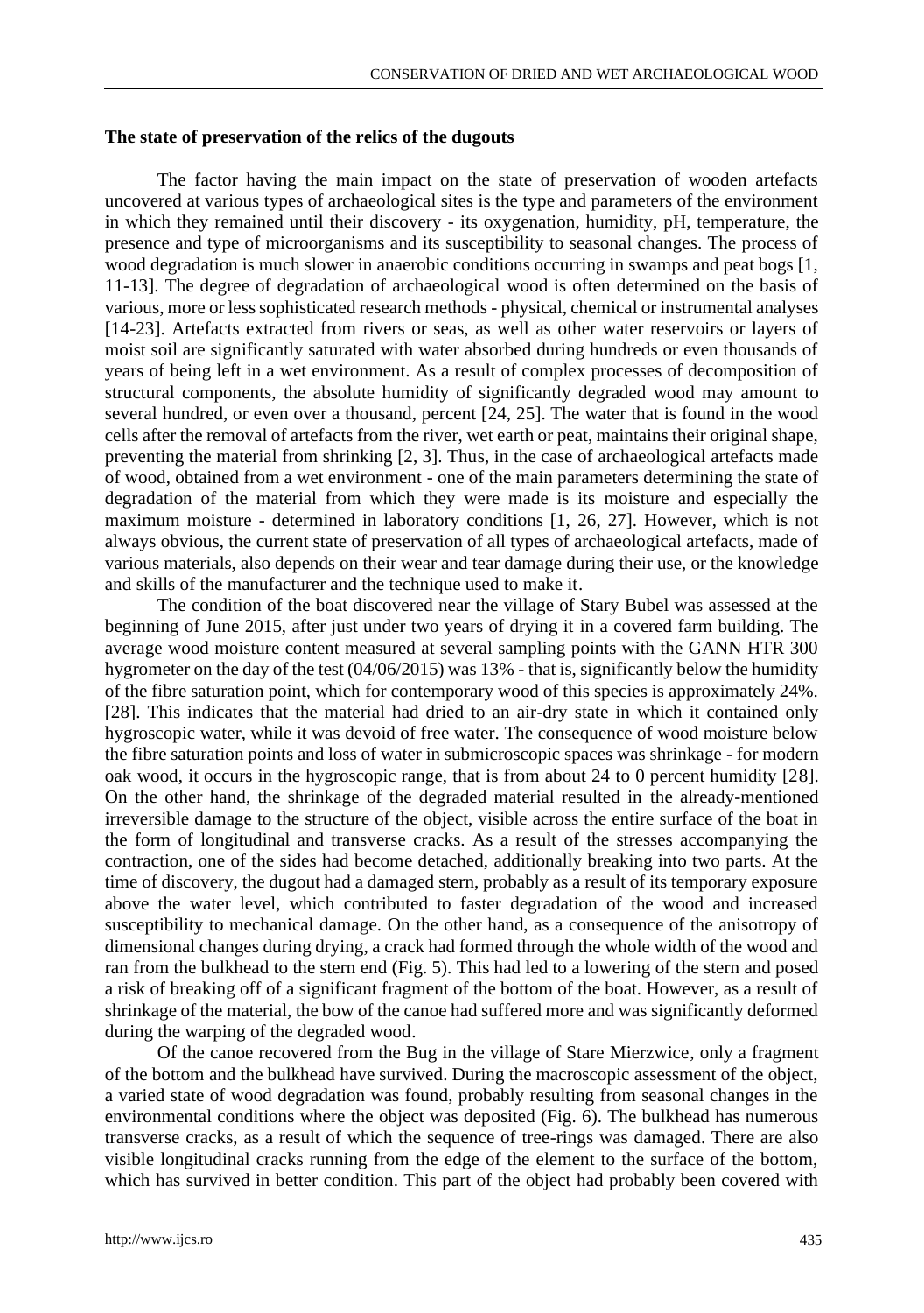**The state of preservation of the relics of the dugouts**

The factor having the main impact on the state of preservation of wooden artefacts uncovered at various types of archaeological sites is the type and parameters of the environment in which they remained until their discovery - its oxygenation, humidity, pH, temperature, the presence and type of microorganisms and its susceptibility to seasonal changes. The process of wood degradation is much slower in anaerobic conditions occurring in swamps and peat bogs [1, 11-13]. The degree of degradation of archaeological wood is often determined on the basis of various, more or less sophisticated research methods - physical, chemical or instrumental analyses [14-23]. Artefacts extracted from rivers or seas, as well as other water reservoirs or layers of moist soil are significantly saturated with water absorbed during hundreds or even thousands of years of being left in a wet environment. As a result of complex processes of decomposition of structural components, the absolute humidity of significantly degraded wood may amount to several hundred, or even over a thousand, percent [24, 25]. The water that is found in the wood cells after the removal of artefacts from the river, wet earth or peat, maintains their original shape, preventing the material from shrinking [2, 3]. Thus, in the case of archaeological artefacts made of wood, obtained from a wet environment - one of the main parameters determining the state of degradation of the material from which they were made is its moisture and especially the maximum moisture - determined in laboratory conditions [1, 26, 27]. However, which is not always obvious, the current state of preservation of all types of archaeological artefacts, made of various materials, also depends on their wear and tear damage during their use, or the knowledge and skills of the manufacturer and the technique used to make it.

The condition of the boat discovered near the village of Stary Bubel was assessed at the beginning of June 2015, after just under two years of drying it in a covered farm building. The average wood moisture content measured at several sampling points with the GANN HTR 300 hygrometer on the day of the test (04/06/2015) was 13% - that is, significantly below the humidity of the fibre saturation point, which for contemporary wood of this species is approximately 24%. [28]. This indicates that the material had dried to an air-dry state in which it contained only hygroscopic water, while it was devoid of free water. The consequence of wood moisture below the fibre saturation points and loss of water in submicroscopic spaces was shrinkage - for modern oak wood, it occurs in the hygroscopic range, that is from about 24 to 0 percent humidity [28]. On the other hand, the shrinkage of the degraded material resulted in the already-mentioned irreversible damage to the structure of the object, visible across the entire surface of the boat in the form of longitudinal and transverse cracks. As a result of the stresses accompanying the contraction, one of the sides had become detached, additionally breaking into two parts. At the time of discovery, the dugout had a damaged stern, probably as a result of its temporary exposure above the water level, which contributed to faster degradation of the wood and increased susceptibility to mechanical damage. On the other hand, as a consequence of the anisotropy of dimensional changes during drying, a crack had formed through the whole width of the wood and ran from the bulkhead to the stern end (Fig. 5). This had led to a lowering of the stern and posed a risk of breaking off of a significant fragment of the bottom of the boat. However, as a result of shrinkage of the material, the bow of the canoe had suffered more and was significantly deformed during the warping of the degraded wood.

Of the canoe recovered from the Bug in the village of Stare Mierzwice, only a fragment of the bottom and the bulkhead have survived. During the macroscopic assessment of the object, a varied state of wood degradation was found, probably resulting from seasonal changes in the environmental conditions where the object was deposited (Fig. 6). The bulkhead has numerous transverse cracks, as a result of which the sequence of tree-rings was damaged. There are also visible longitudinal cracks running from the edge of the element to the surface of the bottom, which has survived in better condition. This part of the object had probably been covered with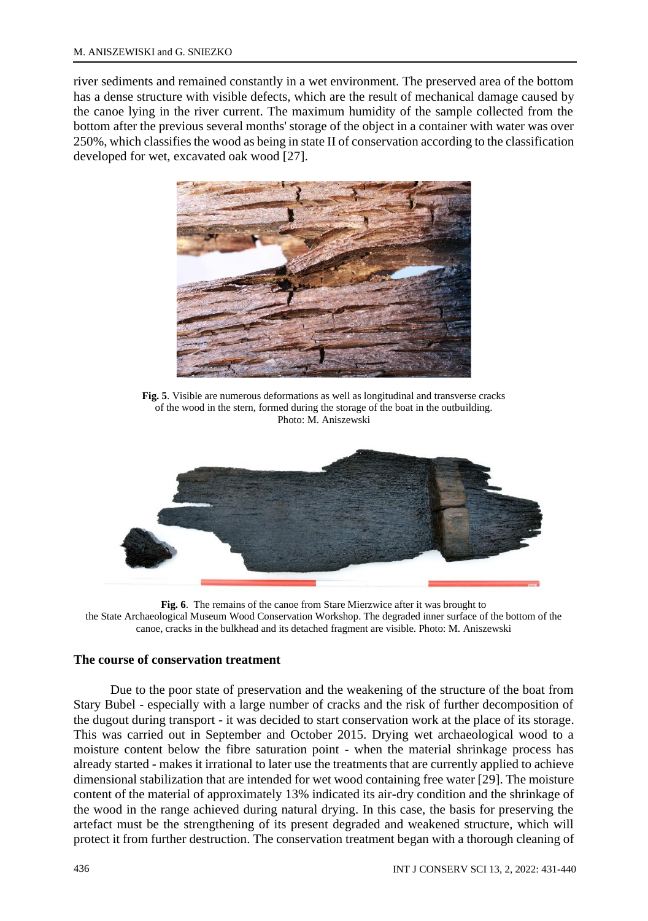river sediments and remained constantly in a wet environment. The preserved area of the bottom has a dense structure with visible defects, which are the result of mechanical damage caused by the canoe lying in the river current. The maximum humidity of the sample collected from the bottom after the previous several months' storage of the object in a container with water was over 250%, which classifies the wood as being in state II of conservation according to the classification developed for wet, excavated oak wood [27].

**Fig. 5**. Visible are numerous deformations as well as longitudinal and transverse cracks of the wood in the stern, formed during the storage of the boat in the outbuilding. Photo: M. Aniszewski

**Fig. 6**. The remains of the canoe from Stare Mierzwice after it was brought to the State Archaeological Museum Wood Conservation Workshop. The degraded inner surface of the bottom of the canoe, cracks in the bulkhead and its detached fragment are visible. Photo: M. Aniszewski

## The course of conservation treatment

Due to the poor state of preservation and the weakening of the structure of the boat from Stary Bubel - especially with a large number of cracks and the risk of further decomposition of the dugout during transport - it was decided to start conservation work at the place of its storage. This was carried out in September and October 2015. Drying wet archaeological wood to a moisture content below the fibre saturation point - when the material shrinkage process has already started - makes it irrational to later use the treatments that are currently applied to achieve dimensional stabilization that are intended for wet wood containing free water [29]. The moisture content of the material of approximately 13% indicated its air-dry condition and the shrinkage of the wood in the range achieved during natural drying. In this case, the basis for preserving the artefact must be the strengthening of its present degraded and weakened structure, which will protect it from further destruction. The conservation treatment began with a thorough cleaning of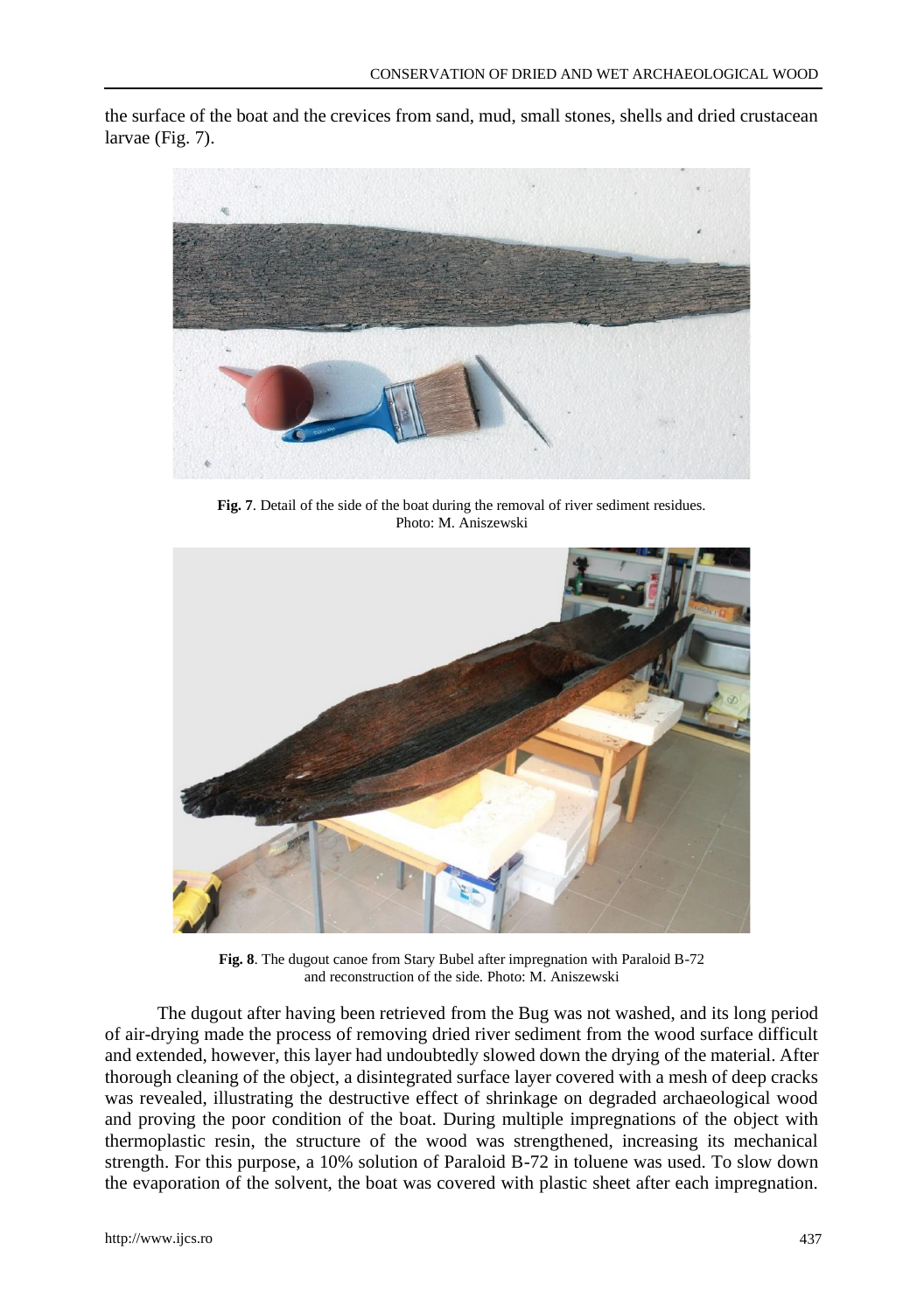the surface of the boat and the crevices from sand, mud, small stones, shells and dried crustacean larvae (Fig. 7).

**Fig. 7**. Detail of the side of the boat during the removal of river sediment residues. Photo: M. Aniszewski

**Fig. 8**. The dugout canoe from Stary Bubel after impregnation with Paraloid B-72 and reconstruction of the side. Photo: M. Aniszewski

The dugout after having been retrieved from the Bug was not washed, and its long period of air-drying made the process of removing dried river sediment from the wood surface difficult and extended, however, this layer had undoubtedly slowed down the drying of the material. After thorough cleaning of the object, a disintegrated surface layer covered with a mesh of deep cracks was revealed, illustrating the destructive effect of shrinkage on degraded archaeological wood and proving the poor condition of the boat. During multiple impregnations of the object with thermoplastic resin, the structure of the wood was strengthened, increasing its mechanical strength. For this purpose, a 10% solution of Paraloid B-72 in toluene was used. To slow down the evaporation of the solvent, the boat was covered with plastic sheet after each impregnation.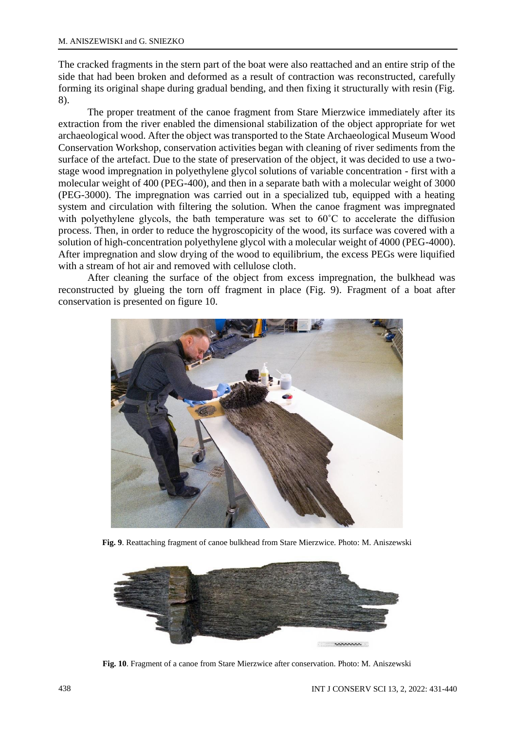The cracked fragments in the stern part of the boat were also reattached and an entire strip of the side that had been broken and deformed as a result of contraction was reconstructed, carefully forming its original shape during gradual bending, and then fixing it structurally with resin (Fig. 8).

The proper treatment of the canoe fragment from Stare Mierzwice immediately after its extraction from the river enabled the dimensional stabilization of the object appropriate for wet archaeological wood. After the object was transported to the State Archaeological Museum Wood Conservation Workshop, conservation activities began with cleaning of river sediments from the surface of the artefact. Due to the state of preservation of the object, it was decided to use a two-stage wood impregnation in polyethylene glycol solutions of variable concentration - first with a molecular weight of 400 (PEG-400), and then in a separate bath with a molecular weight of 3000 (PEG-3000). The impregnation was carried out in a specialized tub, equipped with a heating system and circulation with filtering the solution. When the canoe fragment was impregnated with polyethylene glycols, the bath temperature was set to 60˚C to accelerate the diffusion process. Then, in order to reduce the hygroscopicity of the wood, its surface was covered with a solution of high-concentration polyethylene glycol with a molecular weight of 4000 (PEG-4000). After impregnation and slow drying of the wood to equilibrium, the excess PEGs were liquified with a stream of hot air and removed with cellulose cloth.

After cleaning the surface of the object from excess impregnation, the bulkhead was reconstructed by glueing the torn off fragment in place (Fig. 9). Fragment of a boat after conservation is presented on figure 10.

**Fig. 9**. Reattaching fragment of canoe bulkhead from Stare Mierzwice. Photo: M. Aniszewski

**Fig. 10**. Fragment of a canoe from Stare Mierzwice after conservation. Photo: M. Aniszewski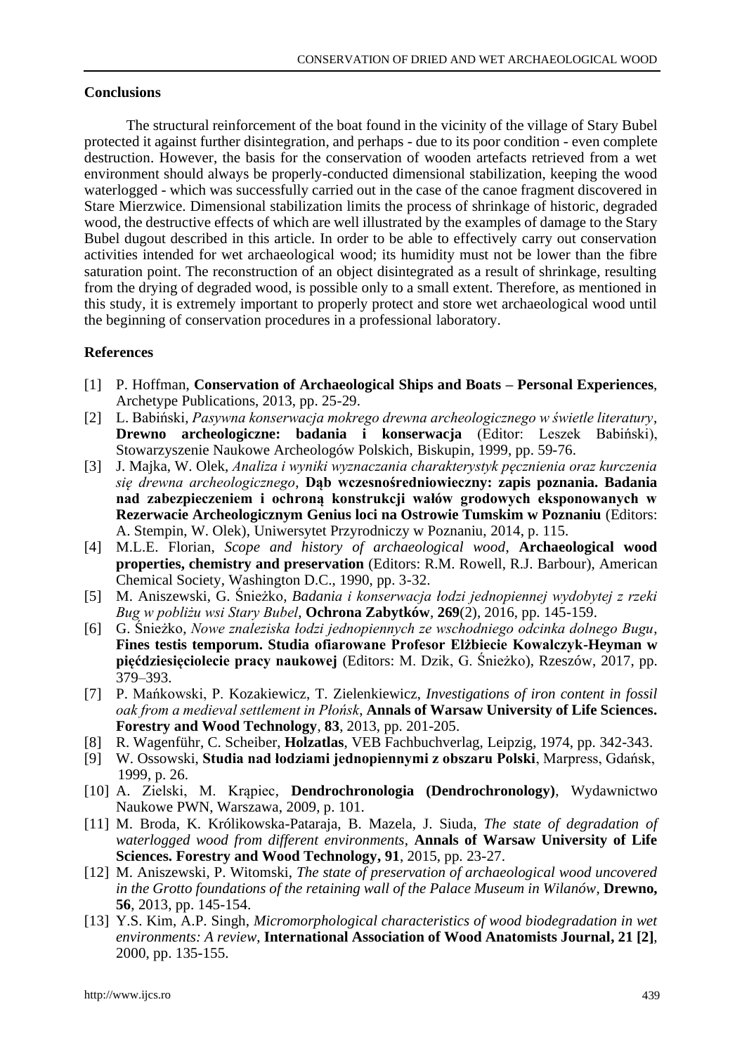## Conclusions

The structural reinforcement of the boat found in the vicinity of the village of Stary Bubel protected it against further disintegration, and perhaps - due to its poor condition - even complete destruction. However, the basis for the conservation of wooden artefacts retrieved from a wet environment should always be properly-conducted dimensional stabilization, keeping the wood waterlogged - which was successfully carried out in the case of the canoe fragment discovered in Stare Mierzwice. Dimensional stabilization limits the process of shrinkage of historic, degraded wood, the destructive effects of which are well illustrated by the examples of damage to the Stary Bubel dugout described in this article. In order to be able to effectively carry out conservation activities intended for wet archaeological wood; its humidity must not be lower than the fibre saturation point. The reconstruction of an object disintegrated as a result of shrinkage, resulting from the drying of degraded wood, is possible only to a small extent. Therefore, as mentioned in this study, it is extremely important to properly protect and store wet archaeological wood until the beginning of conservation procedures in a professional laboratory.

## References

[1] P. Hoffman, **Conservation of Archaeological Ships and Boats – Personal Experiences**, Archetype Publications, 2013, pp. 25-29.

[2] L. Babiński, *Pasywna konserwacja mokrego drewna archeologicznego w świetle literatury*, **Drewno archeologiczne: badania i konserwacja** (Editor: Leszek Babiński), Stowarzyszenie Naukowe Archeologów Polskich, Biskupin, 1999, pp. 59-76.

[3] J. Majka, W. Olek, *Analiza i wyniki wyznaczania charakterystyk pęcznienia oraz kurczenia się drewna archeologicznego*, **Dąb wczesnośredniowieczny: zapis poznania. Badania nad zabezpieczeniem i ochroną konstrukcji wałów grodowych eksponowanych w Rezerwacie Archeologicznym Genius loci na Ostrowie Tumskim w Poznaniu** (Editors: A. Stempin, W. Olek), Uniwersytet Przyrodniczy w Poznaniu, 2014, p. 115.

[4] M.L.E. Florian, *Scope and history of archaeological wood*, **Archaeological wood properties, chemistry and preservation** (Editors: R.M. Rowell, R.J. Barbour), American Chemical Society, Washington D.C., 1990, pp. 3-32.

[5] M. Aniszewski, G. Śnieżko, *Badania i konserwacja łodzi jednopiennej wydobytej z rzeki Bug w pobliżu wsi Stary Bubel*, **Ochrona Zabytków**, **269**(2), 2016, pp. 145-159.

[6] G. Śnieżko, *Nowe znaleziska łodzi jednopiennych ze wschodniego odcinka dolnego Bugu*, **Fines testis temporum. Studia ofiarowane Profesor Elżbiecie Kowalczyk-Heyman w pięćdziesięciolecie pracy naukowej** (Editors: M. Dzik, G. Śnieżko), Rzeszów, 2017, pp. 379–393.

[7] P. Mańkowski, P. Kozakiewicz, T. Zielenkiewicz, *Investigations of iron content in fossil oak from a medieval settlement in Płońsk*, **Annals of Warsaw University of Life Sciences. Forestry and Wood Technology**, **83**, 2013, pp. 201-205.

[8] R. Wagenführ, C. Scheiber, **Holzatlas**, VEB Fachbuchverlag, Leipzig, 1974, pp. 342-343.

[9] W. Ossowski, **Studia nad łodziami jednopiennymi z obszaru Polski**, Marpress, Gdańsk, 1999, p. 26.

[10] A. Zielski, M. Krąpiec, **Dendrochronologia (Dendrochronology)**, Wydawnictwo Naukowe PWN, Warszawa, 2009, p. 101.

[11] M. Broda, K. Królikowska-Pataraja, B. Mazela, J. Siuda, *The state of degradation of waterlogged wood from different environments*, **Annals of Warsaw University of Life Sciences. Forestry and Wood Technology, 91**, 2015, pp. 23-27.

[12] M. Aniszewski, P. Witomski, *The state of preservation of archaeological wood uncovered in the Grotto foundations of the retaining wall of the Palace Museum in Wilanów*, **Drewno, 56**, 2013, pp. 145-154.

[13] Y.S. Kim, A.P. Singh, *Micromorphological characteristics of wood biodegradation in wet environments: A review*, **International Association of Wood Anatomists Journal, 21 [2]**, 2000, pp. 135-155.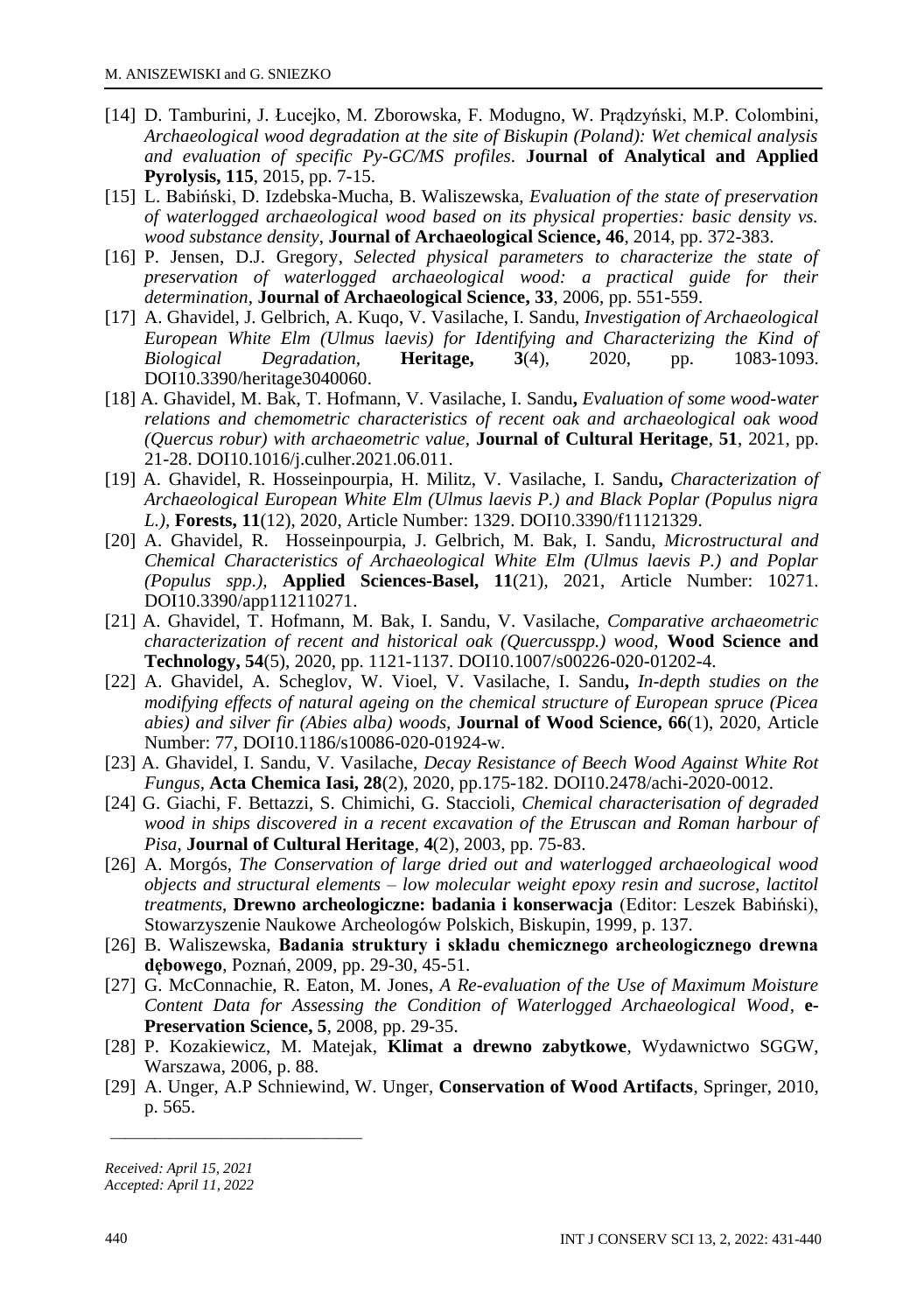- [14] D. Tamburini, J. Łucejko, M. Zborowska, F. Modugno, W. Prądzyński, M.P. Colombini, *Archaeological wood degradation at the site of Biskupin (Poland): Wet chemical analysis and evaluation of specific Py-GC/MS profiles*. **Journal of Analytical and Applied Pyrolysis, 115**, 2015, pp. 7-15.
- [15] L. Babiński, D. Izdebska-Mucha, B. Waliszewska, *Evaluation of the state of preservation of waterlogged archaeological wood based on its physical properties: basic density vs. wood substance density*, **Journal of Archaeological Science, 46**, 2014, pp. 372-383.
- [16] P. Jensen, D.J. Gregory, *Selected physical parameters to characterize the state of preservation of waterlogged archaeological wood: a practical guide for their determination*, **Journal of Archaeological Science, 33**, 2006, pp. 551-559.
- [17] A. Ghavidel, J. Gelbrich, A. Kuqo, V. Vasilache, I. Sandu, *Investigation of Archaeological European White Elm (Ulmus laevis) for Identifying and Characterizing the Kind of Biological Degradation,* **Heritage, 3**(4), 2020, pp. 1083-1093. DOI10.3390/heritage3040060.
- [18] A. Ghavidel, M. Bak, T. Hofmann, V. Vasilache, I. Sandu**,** *Evaluation of some wood-water relations and chemometric characteristics of recent oak and archaeological oak wood (Quercus robur) with archaeometric value,* **Journal of Cultural Heritage**, **51**, 2021, pp. 21-28. DOI10.1016/j.culher.2021.06.011.
- [19] A. Ghavidel, R. Hosseinpourpia, H. Militz, V. Vasilache, I. Sandu**,** *Characterization of Archaeological European White Elm (Ulmus laevis P.) and Black Poplar (Populus nigra L.),* **Forests, 11**(12), 2020, Article Number: 1329. DOI10.3390/f11121329.
- [20] A. Ghavidel, R. Hosseinpourpia, J. Gelbrich, M. Bak, I. Sandu, *Microstructural and Chemical Characteristics of Archaeological White Elm (Ulmus laevis P.) and Poplar (Populus spp.),* **Applied Sciences-Basel, 11**(21), 2021, Article Number: 10271. DOI10.3390/app112110271.
- [21] A. Ghavidel, T. Hofmann, M. Bak, I. Sandu, V. Vasilache, *Comparative archaeometric characterization of recent and historical oak (Quercusspp.) wood,* **Wood Science and Technology, 54**(5), 2020, pp. 1121-1137. DOI10.1007/s00226-020-01202-4.
- [22] A. Ghavidel, A. Scheglov, W. Vioel, V. Vasilache, I. Sandu**,** *In-depth studies on the modifying effects of natural ageing on the chemical structure of European spruce (Picea abies) and silver fir (Abies alba) woods,* **Journal of Wood Science, 66**(1), 2020, Article Number: 77, DOI10.1186/s10086-020-01924-w.
- [23] A. Ghavidel, I. Sandu, V. Vasilache, *Decay Resistance of Beech Wood Against White Rot Fungus,* **Acta Chemica Iasi, 28**(2), 2020, pp.175-182. DOI10.2478/achi-2020-0012.
- [24] G. Giachi, F. Bettazzi, S. Chimichi, G. Staccioli, *Chemical characterisation of degraded wood in ships discovered in a recent excavation of the Etruscan and Roman harbour of Pisa*, **Journal of Cultural Heritage**, **4**(2), 2003, pp. 75-83.
- [26] A. Morgós, *The Conservation of large dried out and waterlogged archaeological wood objects and structural elements – low molecular weight epoxy resin and sucrose, lactitol treatments*, **Drewno archeologiczne: badania i konserwacja** (Editor: Leszek Babiński), Stowarzyszenie Naukowe Archeologów Polskich, Biskupin, 1999, p. 137.
- [26] B. Waliszewska, **Badania struktury i składu chemicznego archeologicznego drewna dębowego**, Poznań, 2009, pp. 29-30, 45-51.
- [27] G. McConnachie, R. Eaton, M. Jones, *A Re-evaluation of the Use of Maximum Moisture Content Data for Assessing the Condition of Waterlogged Archaeological Wood*, **e-Preservation Science, 5**, 2008, pp. 29-35.
- [28] P. Kozakiewicz, M. Matejak, **Klimat a drewno zabytkowe**, Wydawnictwo SGGW, Warszawa, 2006, p. 88.
- [29] A. Unger, A.P Schniewind, W. Unger, **Conservation of Wood Artifacts**, Springer, 2010, p. 565.

---

*Received: April 15, 2021*
*Accepted: April 11, 2022*